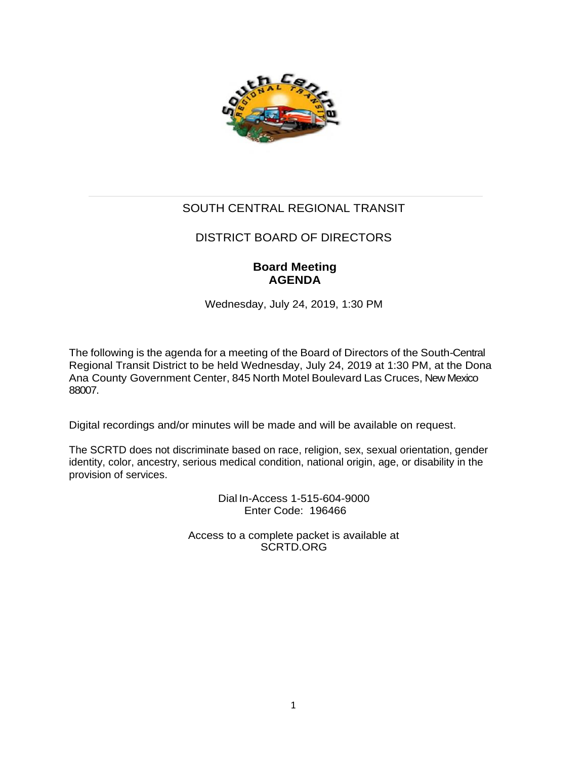# SOUTH CENTRAL REGIONAL TRANSIT

## DISTRICT BOARD OF DIRECTORS

### Board Meeting
### AGENDA

Wednesday, July 24, 2019, 1:30 PM

The following is the agenda for a meeting of the Board of Directors of the South-Central Regional Transit District to be held Wednesday, July 24, 2019 at 1:30 PM, at the Dona Ana County Government Center, 845 North Motel Boulevard Las Cruces, New Mexico 88007.

Digital recordings and/or minutes will be made and will be available on request.

The SCRTD does not discriminate based on race, religion, sex, sexual orientation, gender identity, color, ancestry, serious medical condition, national origin, age, or disability in the provision of services.

Dial In-Access 1-515-604-9000
Enter Code: 196466

Access to a complete packet is available at
SCRTD.ORG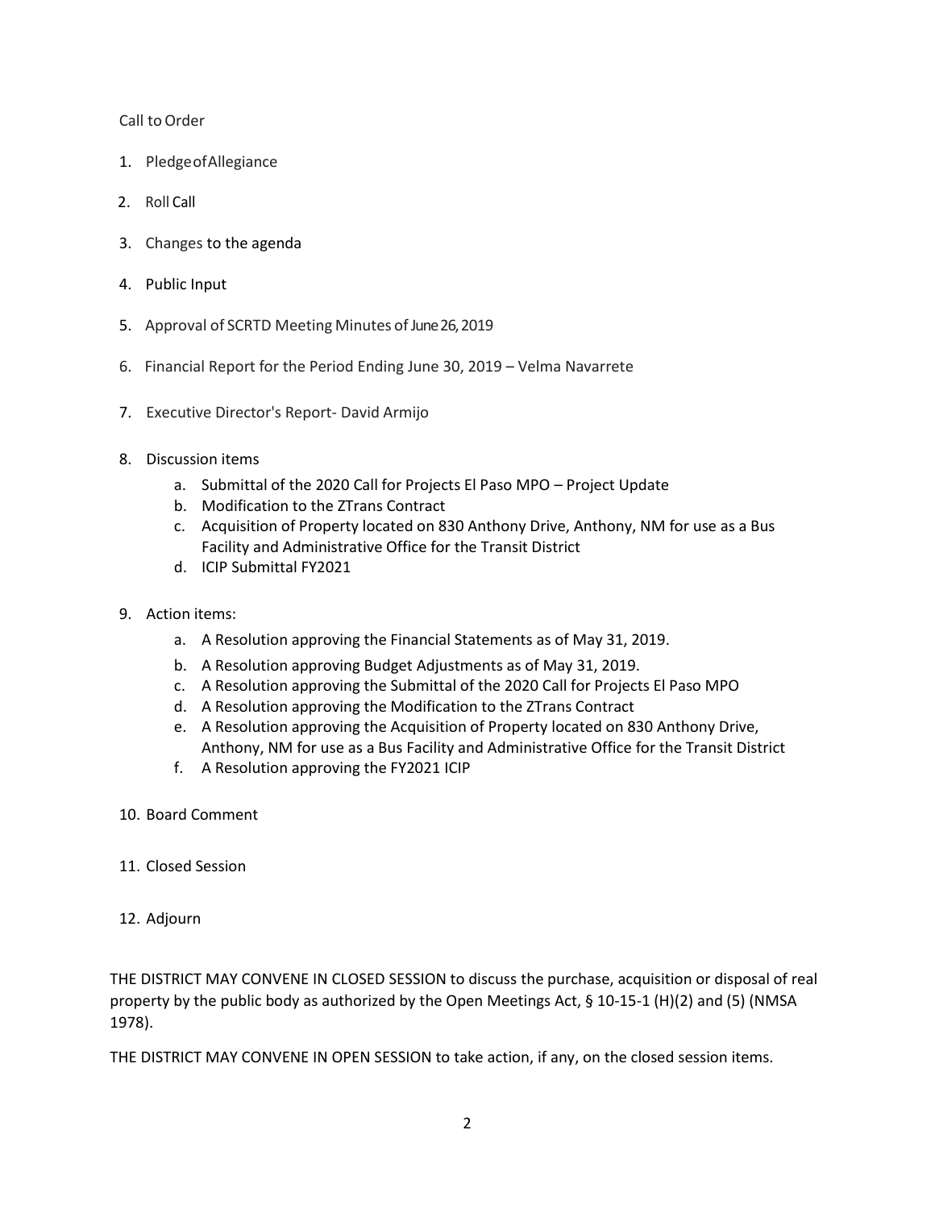Call to Order

1. Pledge of Allegiance
2. Roll Call
3. Changes to the agenda
4. Public Input
5. Approval of SCRTD Meeting Minutes of June 26, 2019
6. Financial Report for the Period Ending June 30, 2019 – Velma Navarrete
7. Executive Director's Report- David Armijo
8. Discussion items
   a. Submittal of the 2020 Call for Projects El Paso MPO – Project Update
   b. Modification to the ZTrans Contract
   c. Acquisition of Property located on 830 Anthony Drive, Anthony, NM for use as a Bus Facility and Administrative Office for the Transit District
   d. ICIP Submittal FY2021
9. Action items:
   a. A Resolution approving the Financial Statements as of May 31, 2019.
   b. A Resolution approving Budget Adjustments as of May 31, 2019.
   c. A Resolution approving the Submittal of the 2020 Call for Projects El Paso MPO
   d. A Resolution approving the Modification to the ZTrans Contract
   e. A Resolution approving the Acquisition of Property located on 830 Anthony Drive, Anthony, NM for use as a Bus Facility and Administrative Office for the Transit District
   f. A Resolution approving the FY2021 ICIP
10. Board Comment
11. Closed Session
12. Adjourn

THE DISTRICT MAY CONVENE IN CLOSED SESSION to discuss the purchase, acquisition or disposal of real property by the public body as authorized by the Open Meetings Act, § 10-15-1 (H)(2) and (5) (NMSA 1978).

THE DISTRICT MAY CONVENE IN OPEN SESSION to take action, if any, on the closed session items.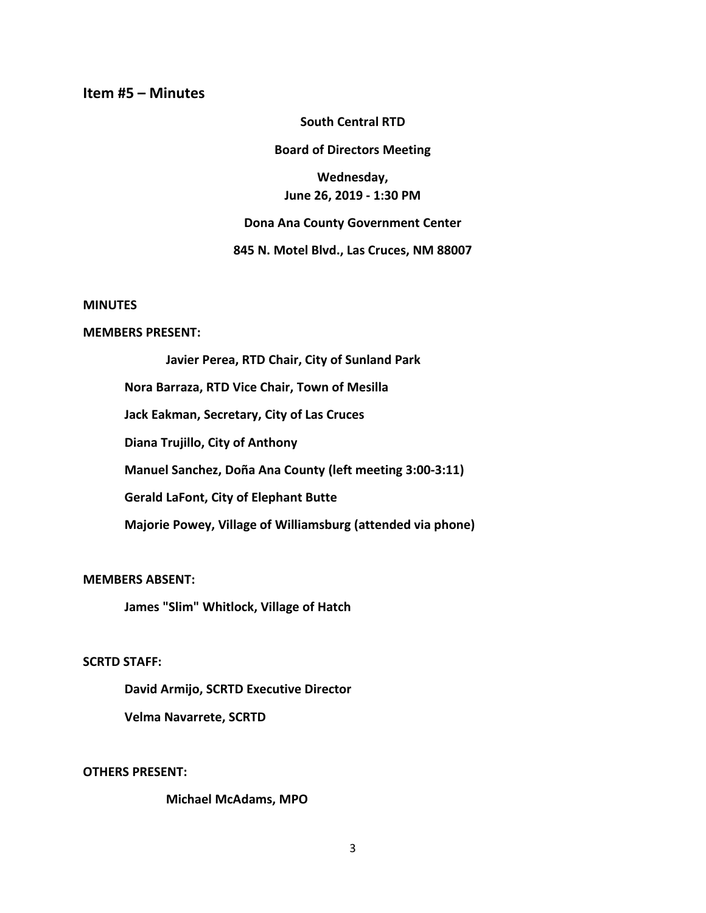## Item #5 – Minutes

**South Central RTD**

**Board of Directors Meeting**

**Wednesday,**
**June 26, 2019 - 1:30 PM**

**Dona Ana County Government Center**

**845 N. Motel Blvd., Las Cruces, NM 88007**

**MINUTES**

**MEMBERS PRESENT:**

**Javier Perea, RTD Chair, City of Sunland Park**

**Nora Barraza, RTD Vice Chair, Town of Mesilla**

**Jack Eakman, Secretary, City of Las Cruces**

**Diana Trujillo, City of Anthony**

**Manuel Sanchez, Doña Ana County (left meeting 3:00-3:11)**

**Gerald LaFont, City of Elephant Butte**

**Majorie Powey, Village of Williamsburg (attended via phone)**

**MEMBERS ABSENT:**

**James "Slim" Whitlock, Village of Hatch**

**SCRTD STAFF:**

**David Armijo, SCRTD Executive Director**

**Velma Navarrete, SCRTD**

**OTHERS PRESENT:**

**Michael McAdams, MPO**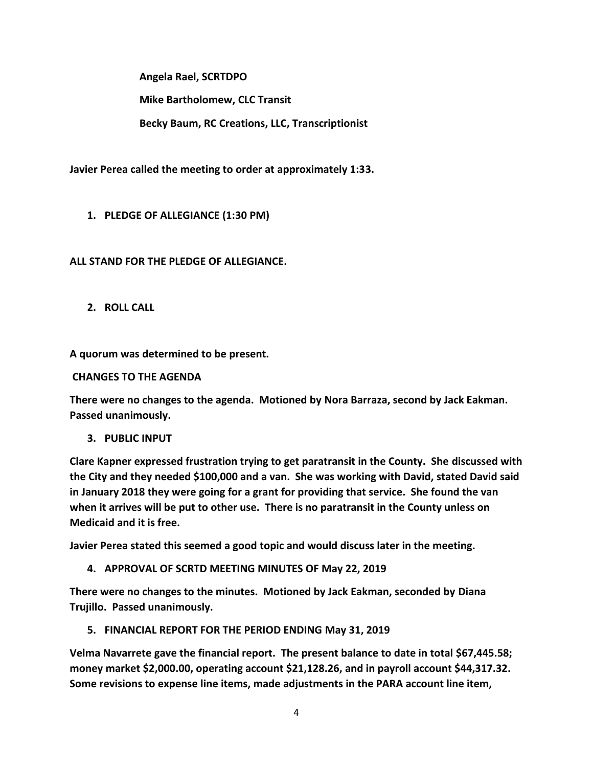**Angela Rael, SCRTDPO**

**Mike Bartholomew, CLC Transit**

**Becky Baum, RC Creations, LLC, Transcriptionist**

**Javier Perea called the meeting to order at approximately 1:33.**

1. **PLEDGE OF ALLEGIANCE (1:30 PM)**

**ALL STAND FOR THE PLEDGE OF ALLEGIANCE.**

2. **ROLL CALL**

**A quorum was determined to be present.**

**CHANGES TO THE AGENDA**

**There were no changes to the agenda. Motioned by Nora Barraza, second by Jack Eakman. Passed unanimously.**

3. **PUBLIC INPUT**

**Clare Kapner expressed frustration trying to get paratransit in the County. She discussed with the City and they needed $100,000 and a van. She was working with David, stated David said in January 2018 they were going for a grant for providing that service. She found the van when it arrives will be put to other use. There is no paratransit in the County unless on Medicaid and it is free.**

**Javier Perea stated this seemed a good topic and would discuss later in the meeting.**

4. **APPROVAL OF SCRTD MEETING MINUTES OF May 22, 2019**

**There were no changes to the minutes. Motioned by Jack Eakman, seconded by Diana Trujillo. Passed unanimously.**

5. **FINANCIAL REPORT FOR THE PERIOD ENDING May 31, 2019**

**Velma Navarrete gave the financial report. The present balance to date in total $67,445.58; money market $2,000.00, operating account $21,128.26, and in payroll account $44,317.32. Some revisions to expense line items, made adjustments in the PARA account line item,**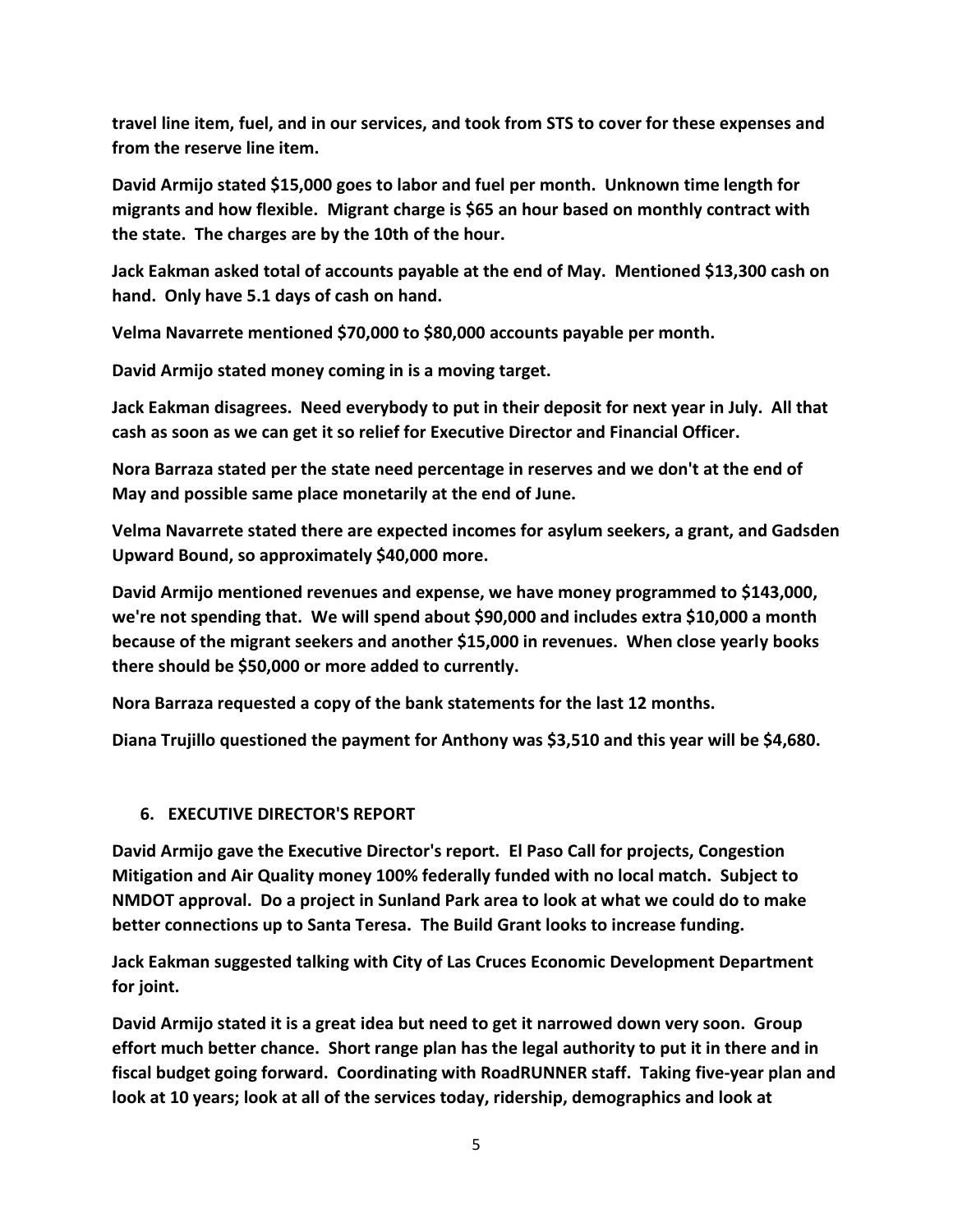**travel line item, fuel, and in our services, and took from STS to cover for these expenses and from the reserve line item.**

**David Armijo stated $15,000 goes to labor and fuel per month. Unknown time length for migrants and how flexible. Migrant charge is $65 an hour based on monthly contract with the state. The charges are by the 10th of the hour.**

**Jack Eakman asked total of accounts payable at the end of May. Mentioned $13,300 cash on hand. Only have 5.1 days of cash on hand.**

**Velma Navarrete mentioned $70,000 to $80,000 accounts payable per month.**

**David Armijo stated money coming in is a moving target.**

**Jack Eakman disagrees. Need everybody to put in their deposit for next year in July. All that cash as soon as we can get it so relief for Executive Director and Financial Officer.**

**Nora Barraza stated per the state need percentage in reserves and we don't at the end of May and possible same place monetarily at the end of June.**

**Velma Navarrete stated there are expected incomes for asylum seekers, a grant, and Gadsden Upward Bound, so approximately $40,000 more.**

**David Armijo mentioned revenues and expense, we have money programmed to $143,000, we're not spending that. We will spend about $90,000 and includes extra $10,000 a month because of the migrant seekers and another $15,000 in revenues. When close yearly books there should be $50,000 or more added to currently.**

**Nora Barraza requested a copy of the bank statements for the last 12 months.**

**Diana Trujillo questioned the payment for Anthony was $3,510 and this year will be $4,680.**

## 6. EXECUTIVE DIRECTOR'S REPORT

**David Armijo gave the Executive Director's report. El Paso Call for projects, Congestion Mitigation and Air Quality money 100% federally funded with no local match. Subject to NMDOT approval. Do a project in Sunland Park area to look at what we could do to make better connections up to Santa Teresa. The Build Grant looks to increase funding.**

**Jack Eakman suggested talking with City of Las Cruces Economic Development Department for joint.**

**David Armijo stated it is a great idea but need to get it narrowed down very soon. Group effort much better chance. Short range plan has the legal authority to put it in there and in fiscal budget going forward. Coordinating with RoadRUNNER staff. Taking five-year plan and look at 10 years; look at all of the services today, ridership, demographics and look at**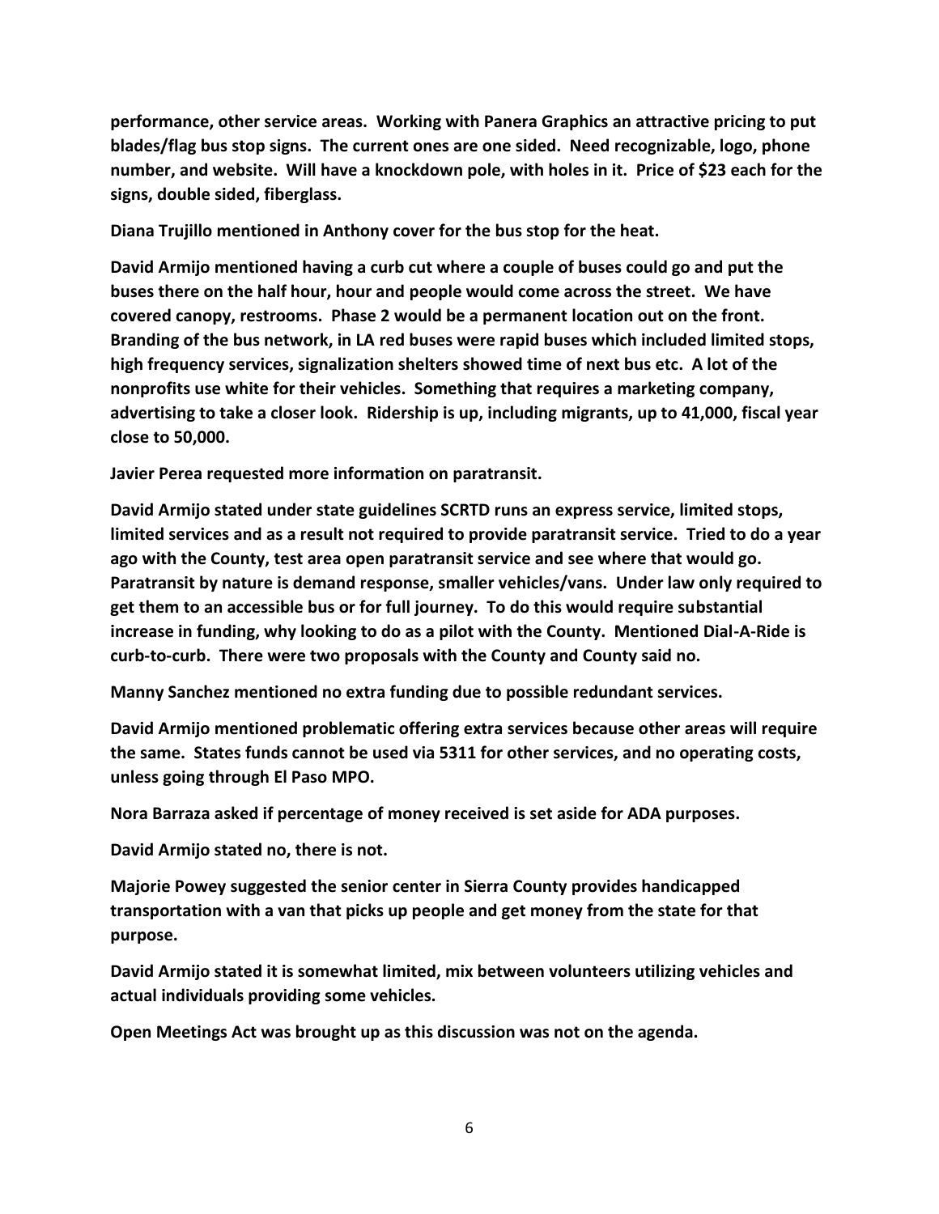**performance, other service areas. Working with Panera Graphics an attractive pricing to put blades/flag bus stop signs. The current ones are one sided. Need recognizable, logo, phone number, and website. Will have a knockdown pole, with holes in it. Price of $23 each for the signs, double sided, fiberglass.**

**Diana Trujillo mentioned in Anthony cover for the bus stop for the heat.**

**David Armijo mentioned having a curb cut where a couple of buses could go and put the buses there on the half hour, hour and people would come across the street. We have covered canopy, restrooms. Phase 2 would be a permanent location out on the front. Branding of the bus network, in LA red buses were rapid buses which included limited stops, high frequency services, signalization shelters showed time of next bus etc. A lot of the nonprofits use white for their vehicles. Something that requires a marketing company, advertising to take a closer look. Ridership is up, including migrants, up to 41,000, fiscal year close to 50,000.**

**Javier Perea requested more information on paratransit.**

**David Armijo stated under state guidelines SCRTD runs an express service, limited stops, limited services and as a result not required to provide paratransit service. Tried to do a year ago with the County, test area open paratransit service and see where that would go. Paratransit by nature is demand response, smaller vehicles/vans. Under law only required to get them to an accessible bus or for full journey. To do this would require substantial increase in funding, why looking to do as a pilot with the County. Mentioned Dial-A-Ride is curb-to-curb. There were two proposals with the County and County said no.**

**Manny Sanchez mentioned no extra funding due to possible redundant services.**

**David Armijo mentioned problematic offering extra services because other areas will require the same. States funds cannot be used via 5311 for other services, and no operating costs, unless going through El Paso MPO.**

**Nora Barraza asked if percentage of money received is set aside for ADA purposes.**

**David Armijo stated no, there is not.**

**Majorie Powey suggested the senior center in Sierra County provides handicapped transportation with a van that picks up people and get money from the state for that purpose.**

**David Armijo stated it is somewhat limited, mix between volunteers utilizing vehicles and actual individuals providing some vehicles.**

**Open Meetings Act was brought up as this discussion was not on the agenda.**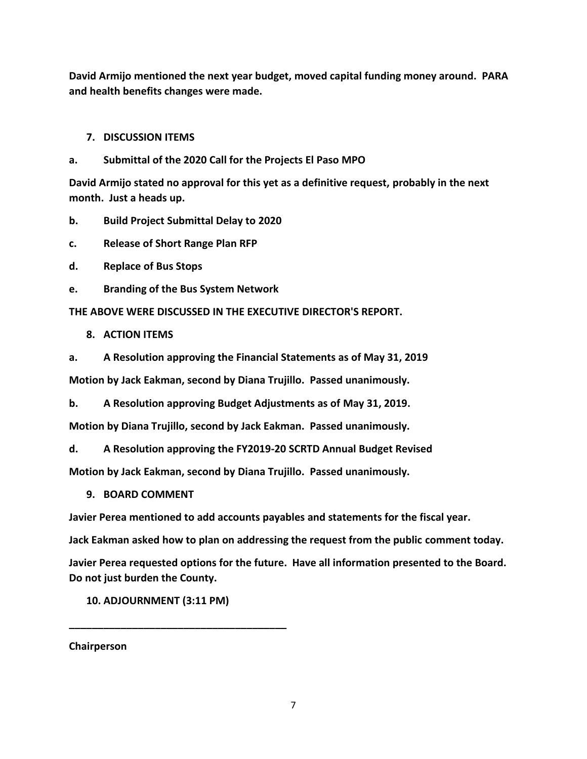**David Armijo mentioned the next year budget, moved capital funding money around. PARA and health benefits changes were made.**

7. **DISCUSSION ITEMS**

**a. Submittal of the 2020 Call for the Projects El Paso MPO**

**David Armijo stated no approval for this yet as a definitive request, probably in the next month. Just a heads up.**

**b. Build Project Submittal Delay to 2020**

**c. Release of Short Range Plan RFP**

**d. Replace of Bus Stops**

**e. Branding of the Bus System Network**

**THE ABOVE WERE DISCUSSED IN THE EXECUTIVE DIRECTOR'S REPORT.**

8. **ACTION ITEMS**

**a. A Resolution approving the Financial Statements as of May 31, 2019**

**Motion by Jack Eakman, second by Diana Trujillo. Passed unanimously.**

**b. A Resolution approving Budget Adjustments as of May 31, 2019.**

**Motion by Diana Trujillo, second by Jack Eakman. Passed unanimously.**

**d. A Resolution approving the FY2019-20 SCRTD Annual Budget Revised**

**Motion by Jack Eakman, second by Diana Trujillo. Passed unanimously.**

9. **BOARD COMMENT**

**Javier Perea mentioned to add accounts payables and statements for the fiscal year.**

**Jack Eakman asked how to plan on addressing the request from the public comment today.**

**Javier Perea requested options for the future. Have all information presented to the Board. Do not just burden the County.**

10. **ADJOURNMENT (3:11 PM)**

\_\_\_\_\_\_\_\_\_\_\_\_\_\_\_\_\_\_\_\_\_\_\_\_\_\_\_\_\_\_\_\_\_\_\_\_\_\_\_\_

**Chairperson**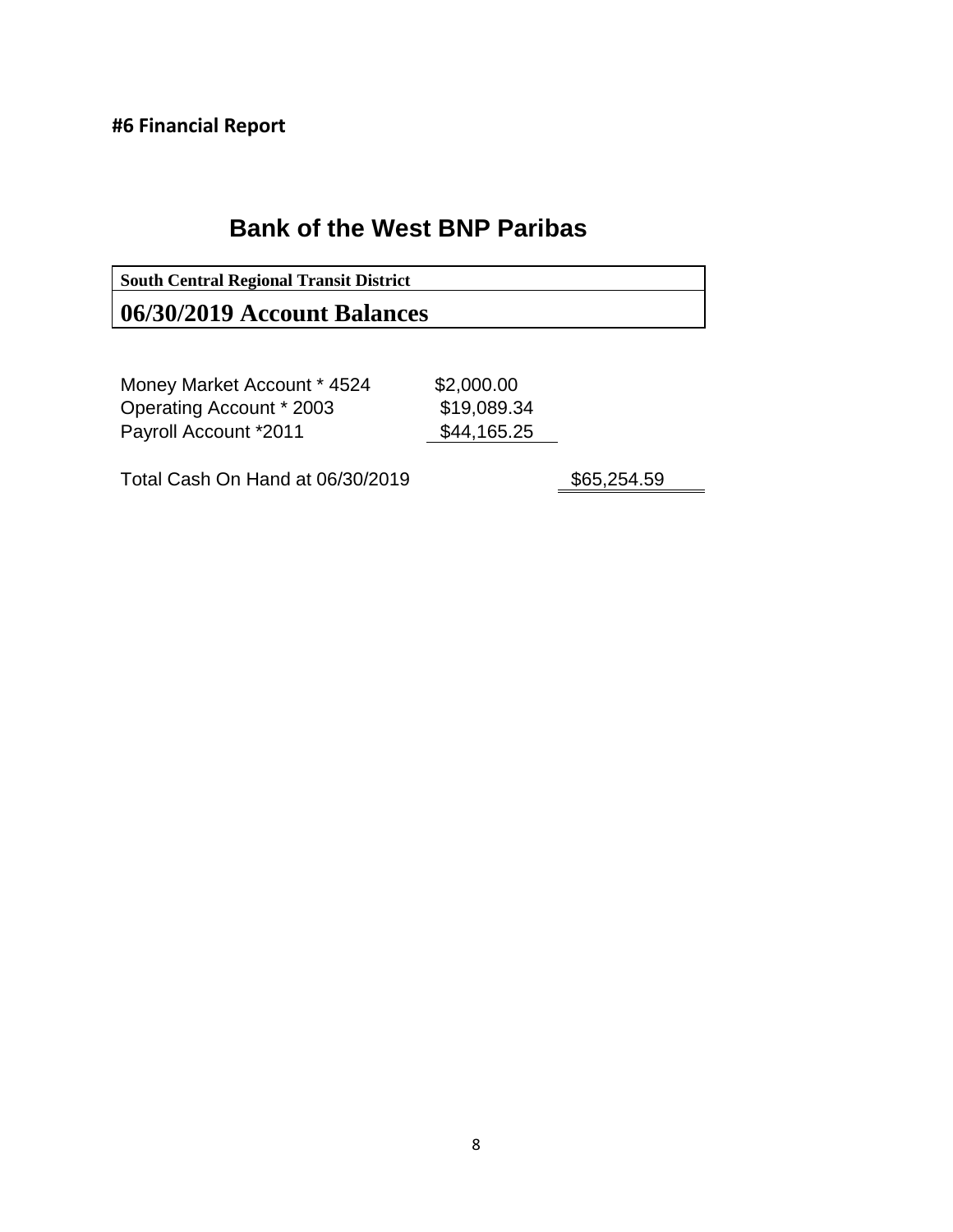**#6 Financial Report**

## Bank of the West BNP Paribas

| South Central Regional Transit District | | |
|---|---|---|
| **06/30/2019 Account Balances** | | |
| Money Market Account * 4524 | $2,000.00 | |
| Operating Account * 2003 | $19,089.34 | |
| Payroll Account *2011 | $44,165.25 | |
| Total Cash On Hand at 06/30/2019 | | $65,254.59 |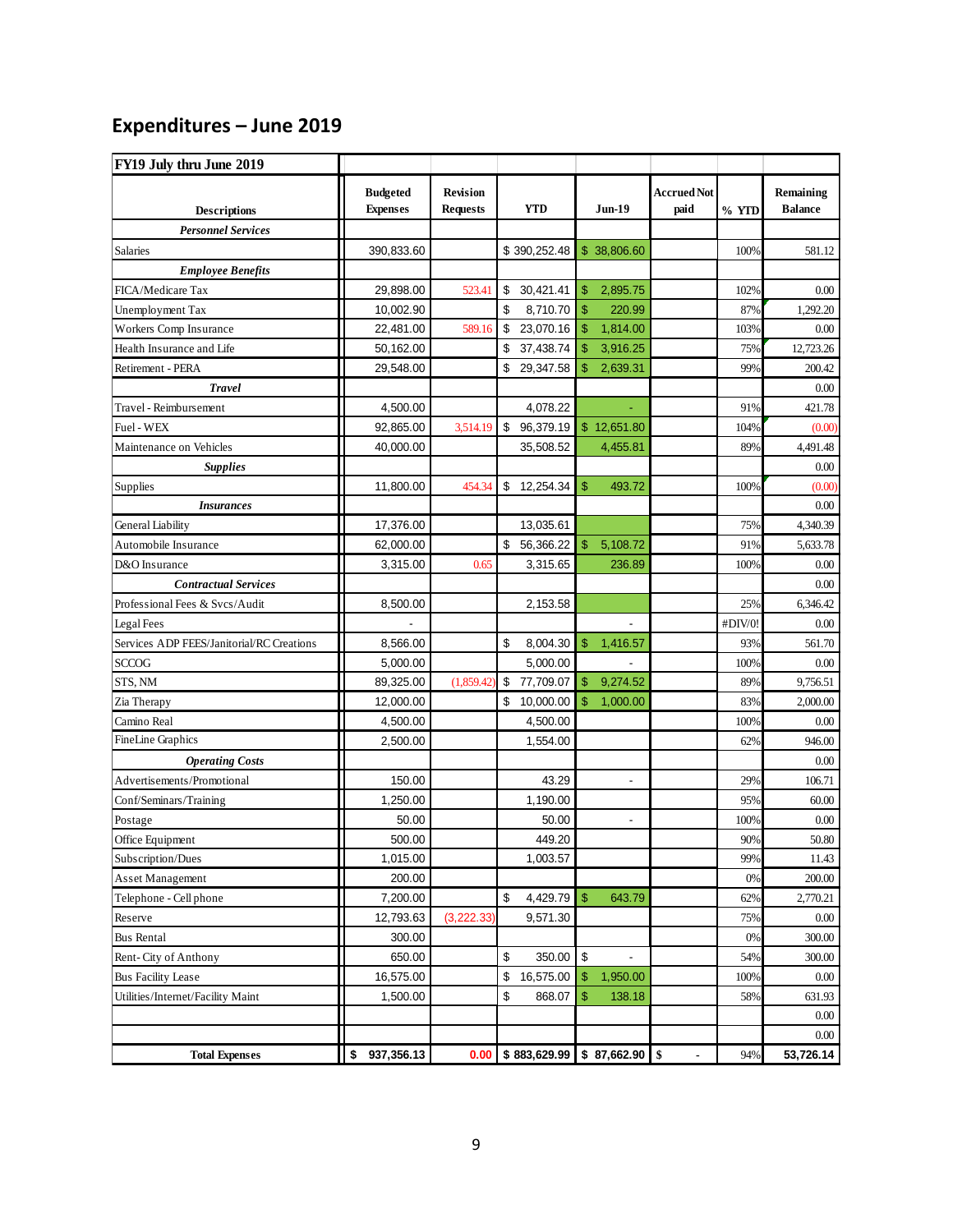# Expenditures – June 2019

| FY19 July thru June 2019 | | | | | | | |
|---|---|---|---|---|---|---|---|
| Descriptions | Budgeted Expenses | Revision Requests | YTD | Jun-19 | Accrued Not paid | % YTD | Remaining Balance |
| ***Personnel Services*** | | | | | | | |
| Salaries | 390,833.60 | | $ 390,252.48 | $ 38,806.60 | | 100% | 581.12 |
| ***Employee Benefits*** | | | | | | | |
| FICA/Medicare Tax | 29,898.00 | 523.41 | $ 30,421.41 | $ 2,895.75 | | 102% | 0.00 |
| Unemployment Tax | 10,002.90 | | $ 8,710.70 | $ 220.99 | | 87% | 1,292.20 |
| Workers Comp Insurance | 22,481.00 | 589.16 | $ 23,070.16 | $ 1,814.00 | | 103% | 0.00 |
| Health Insurance and Life | 50,162.00 | | $ 37,438.74 | $ 3,916.25 | | 75% | 12,723.26 |
| Retirement - PERA | 29,548.00 | | $ 29,347.58 | $ 2,639.31 | | 99% | 200.42 |
| ***Travel*** | | | | | | | 0.00 |
| Travel - Reimbursement | 4,500.00 | | 4,078.22 | - | | 91% | 421.78 |
| Fuel - WEX | 92,865.00 | 3,514.19 | $ 96,379.19 | $ 12,651.80 | | 104% | (0.00) |
| Maintenance on Vehicles | 40,000.00 | | 35,508.52 | 4,455.81 | | 89% | 4,491.48 |
| ***Supplies*** | | | | | | | 0.00 |
| Supplies | 11,800.00 | 454.34 | $ 12,254.34 | $ 493.72 | | 100% | (0.00) |
| ***Insurances*** | | | | | | | 0.00 |
| General Liability | 17,376.00 | | 13,035.61 | | | 75% | 4,340.39 |
| Automobile Insurance | 62,000.00 | | $ 56,366.22 | $ 5,108.72 | | 91% | 5,633.78 |
| D&O Insurance | 3,315.00 | 0.65 | 3,315.65 | 236.89 | | 100% | 0.00 |
| ***Contractual Services*** | | | | | | | 0.00 |
| Professional Fees & Svcs/Audit | 8,500.00 | | 2,153.58 | | | 25% | 6,346.42 |
| Legal Fees | - | | | - | | #DIV/0! | 0.00 |
| Services ADP FEES/Janitorial/RC Creations | 8,566.00 | | $ 8,004.30 | $ 1,416.57 | | 93% | 561.70 |
| SCCOG | 5,000.00 | | 5,000.00 | - | | 100% | 0.00 |
| STS, NM | 89,325.00 | (1,859.42) | $ 77,709.07 | $ 9,274.52 | | 89% | 9,756.51 |
| Zia Therapy | 12,000.00 | | $ 10,000.00 | $ 1,000.00 | | 83% | 2,000.00 |
| Camino Real | 4,500.00 | | 4,500.00 | | | 100% | 0.00 |
| FineLine Graphics | 2,500.00 | | 1,554.00 | | | 62% | 946.00 |
| ***Operating Costs*** | | | | | | | 0.00 |
| Advertisements/Promotional | 150.00 | | 43.29 | - | | 29% | 106.71 |
| Conf/Seminars/Training | 1,250.00 | | 1,190.00 | | | 95% | 60.00 |
| Postage | 50.00 | | 50.00 | - | | 100% | 0.00 |
| Office Equipment | 500.00 | | 449.20 | | | 90% | 50.80 |
| Subscription/Dues | 1,015.00 | | 1,003.57 | | | 99% | 11.43 |
| Asset Management | 200.00 | | | | | 0% | 200.00 |
| Telephone - Cell phone | 7,200.00 | | $ 4,429.79 | $ 643.79 | | 62% | 2,770.21 |
| Reserve | 12,793.63 | (3,222.33) | 9,571.30 | | | 75% | 0.00 |
| Bus Rental | 300.00 | | | | | 0% | 300.00 |
| Rent- City of Anthony | 650.00 | | $ 350.00 | $ - | | 54% | 300.00 |
| Bus Facility Lease | 16,575.00 | | $ 16,575.00 | $ 1,950.00 | | 100% | 0.00 |
| Utilities/Internet/Facility Maint | 1,500.00 | | $ 868.07 | $ 138.18 | | 58% | 631.93 |
| | | | | | | | 0.00 |
| | | | | | | | 0.00 |
| **Total Expenses** | **$ 937,356.13** | **0.00** | **$ 883,629.99** | **$ 87,662.90** | **$ -** | 94% | **53,726.14** |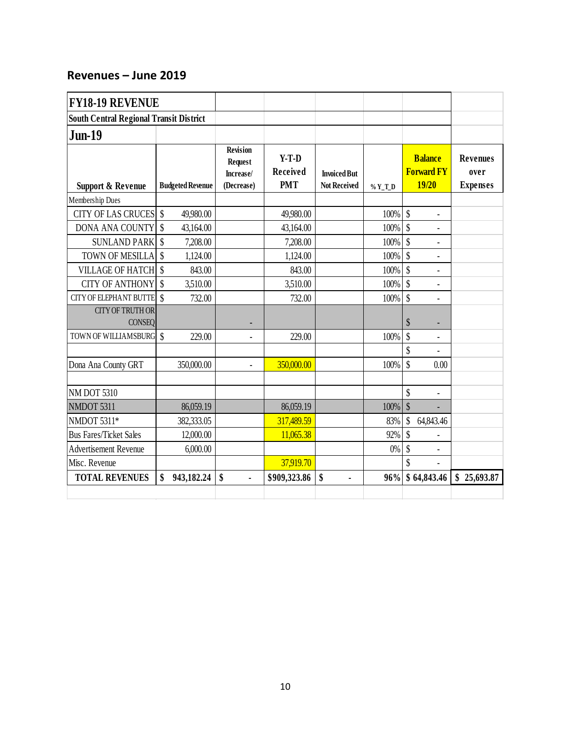## Revenues – June 2019

| FY18-19 REVENUE | | | | | | | |
|---|---|---|---|---|---|---|---|
| South Central Regional Transit District | | | | | | | |
| Jun-19 | | | | | | | |
| Support & Revenue | Budgeted Revenue | Revision Request Increase/ (Decrease) | Y-T-D Received PMT | Invoiced But Not Received | % Y_T_D | Balance Forward FY 19/20 | Revenues over Expenses |
| Membership Dues | | | | | | | |
| CITY OF LAS CRUCES | $ 49,980.00 | | 49,980.00 | | 100% | $ - | |
| DONA ANA COUNTY | $ 43,164.00 | | 43,164.00 | | 100% | $ - | |
| SUNLAND PARK | $ 7,208.00 | | 7,208.00 | | 100% | $ - | |
| TOWN OF MESILLA | $ 1,124.00 | | 1,124.00 | | 100% | $ - | |
| VILLAGE OF HATCH | $ 843.00 | | 843.00 | | 100% | $ - | |
| CITY OF ANTHONY | $ 3,510.00 | | 3,510.00 | | 100% | $ - | |
| CITY OF ELEPHANT BUTTE | $ 732.00 | | 732.00 | | 100% | $ - | |
| CITY OF TRUTH OR CONSEQ | | - | | | | $ - | |
| TOWN OF WILLIAMSBURG | $ 229.00 | - | 229.00 | | 100% | $ - | |
| | | | | | | $ - | |
| Dona Ana County GRT | 350,000.00 | - | 350,000.00 | | 100% | $ 0.00 | |
| | | | | | | | |
| NM DOT 5310 | | | | | | $ - | |
| NMDOT 5311 | 86,059.19 | | 86,059.19 | | 100% | $ - | |
| NMDOT 5311* | 382,333.05 | | 317,489.59 | | 83% | $ 64,843.46 | |
| Bus Fares/Ticket Sales | 12,000.00 | | 11,065.38 | | 92% | $ - | |
| Advertisement Revenue | 6,000.00 | | | | 0% | $ - | |
| Misc. Revenue | | | 37,919.70 | | | $ - | |
| **TOTAL REVENUES** | **$ 943,182.24** | **$ -** | **$909,323.86** | **$ -** | **96%** | **$ 64,843.46** | **$ 25,693.87** |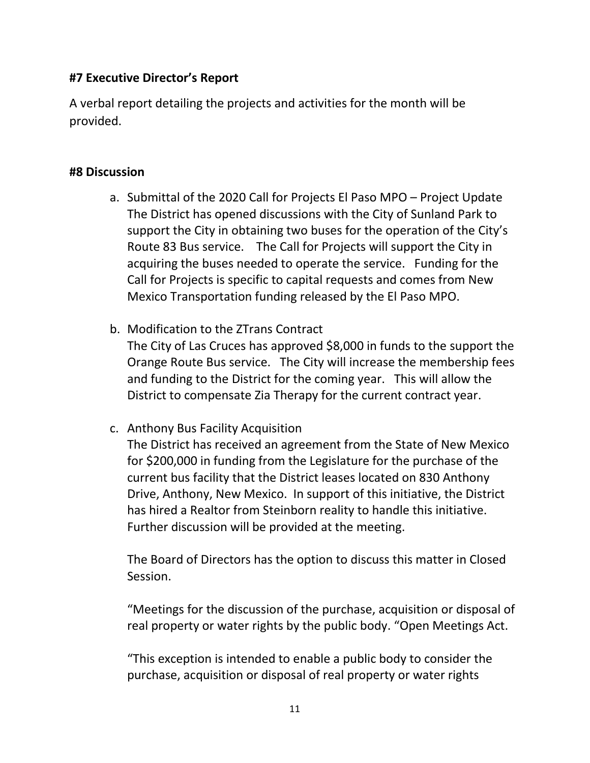**#7 Executive Director's Report**

A verbal report detailing the projects and activities for the month will be provided.

**#8 Discussion**

a. Submittal of the 2020 Call for Projects El Paso MPO – Project Update
   The District has opened discussions with the City of Sunland Park to support the City in obtaining two buses for the operation of the City's Route 83 Bus service. The Call for Projects will support the City in acquiring the buses needed to operate the service. Funding for the Call for Projects is specific to capital requests and comes from New Mexico Transportation funding released by the El Paso MPO.

b. Modification to the ZTrans Contract
   The City of Las Cruces has approved $8,000 in funds to the support the Orange Route Bus service. The City will increase the membership fees and funding to the District for the coming year. This will allow the District to compensate Zia Therapy for the current contract year.

c. Anthony Bus Facility Acquisition
   The District has received an agreement from the State of New Mexico for $200,000 in funding from the Legislature for the purchase of the current bus facility that the District leases located on 830 Anthony Drive, Anthony, New Mexico. In support of this initiative, the District has hired a Realtor from Steinborn reality to handle this initiative. Further discussion will be provided at the meeting.

   The Board of Directors has the option to discuss this matter in Closed Session.

   "Meetings for the discussion of the purchase, acquisition or disposal of real property or water rights by the public body. "Open Meetings Act.

   "This exception is intended to enable a public body to consider the purchase, acquisition or disposal of real property or water rights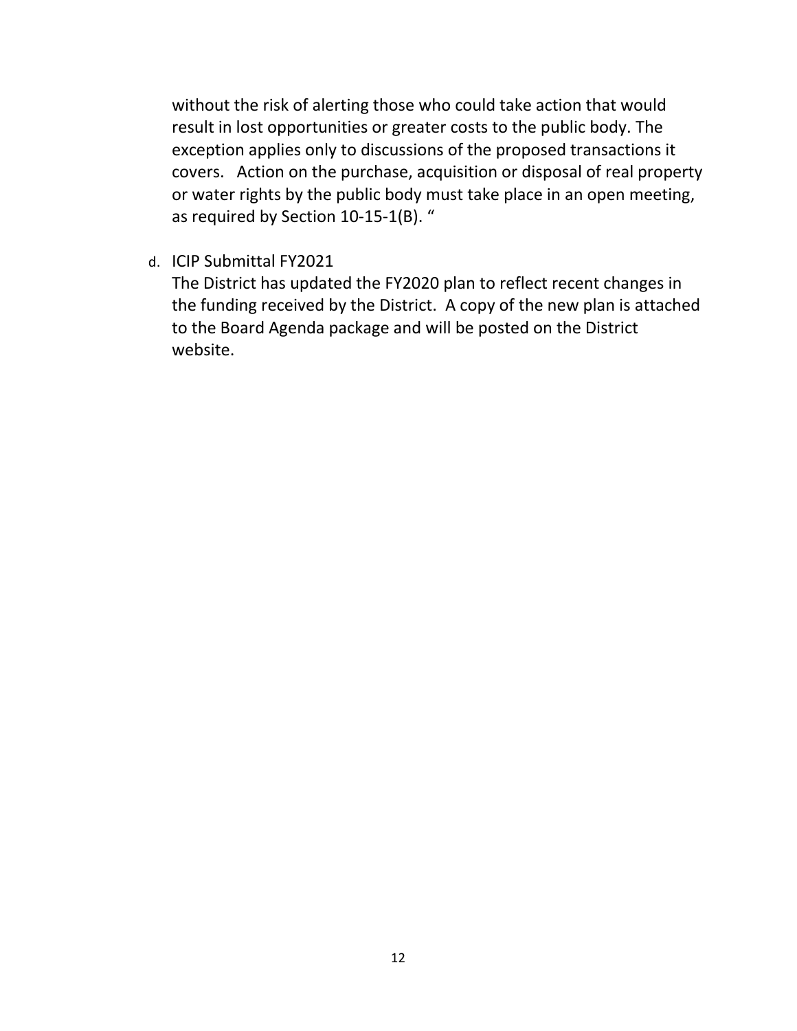without the risk of alerting those who could take action that would result in lost opportunities or greater costs to the public body. The exception applies only to discussions of the proposed transactions it covers. Action on the purchase, acquisition or disposal of real property or water rights by the public body must take place in an open meeting, as required by Section 10-15-1(B). "

d. ICIP Submittal FY2021

   The District has updated the FY2020 plan to reflect recent changes in the funding received by the District. A copy of the new plan is attached to the Board Agenda package and will be posted on the District website.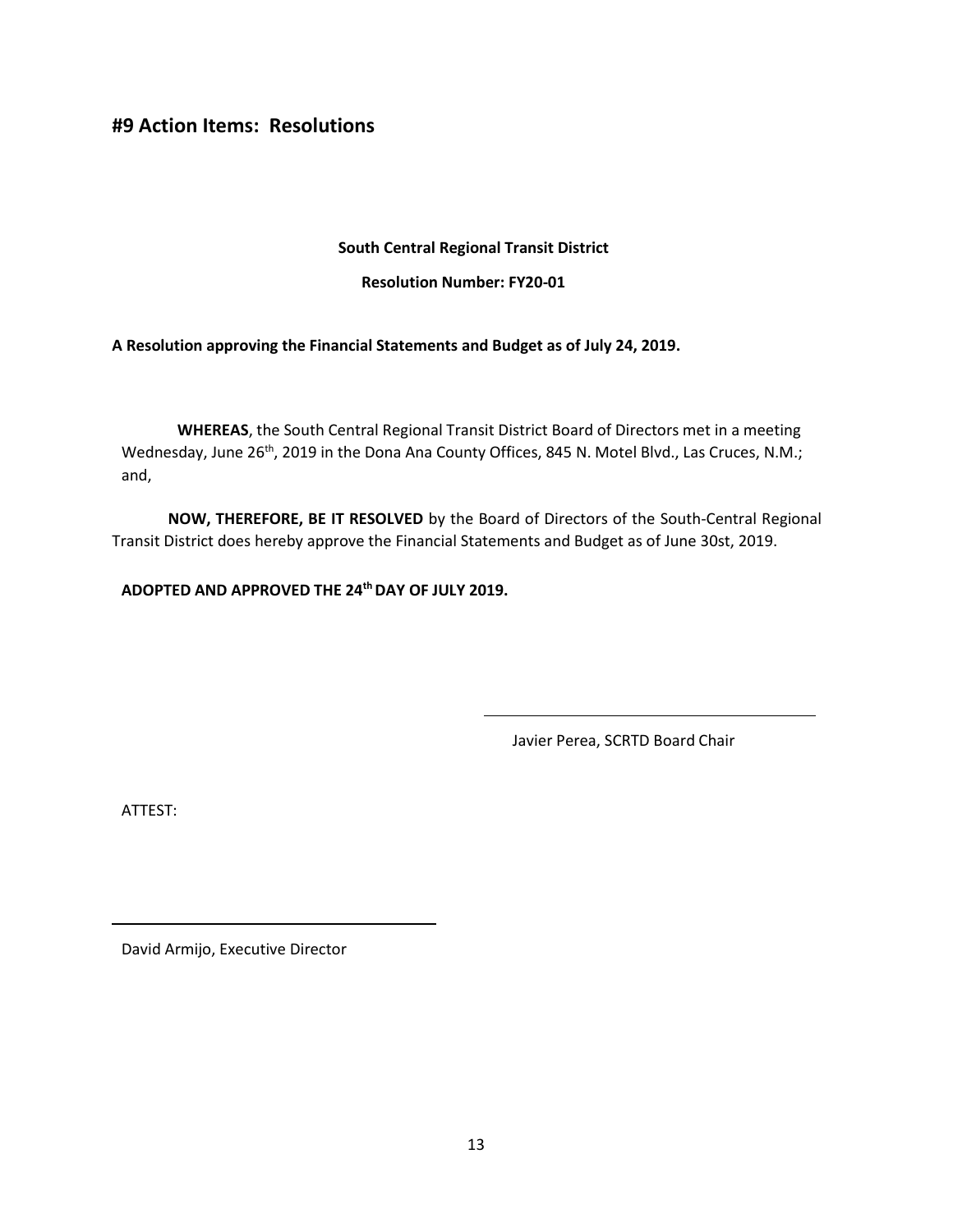# #9 Action Items: Resolutions

**South Central Regional Transit District**

**Resolution Number: FY20-01**

**A Resolution approving the Financial Statements and Budget as of July 24, 2019.**

**WHEREAS**, the South Central Regional Transit District Board of Directors met in a meeting Wednesday, June 26th, 2019 in the Dona Ana County Offices, 845 N. Motel Blvd., Las Cruces, N.M.; and,

**NOW, THEREFORE, BE IT RESOLVED** by the Board of Directors of the South-Central Regional Transit District does hereby approve the Financial Statements and Budget as of June 30st, 2019.

**ADOPTED AND APPROVED THE 24th DAY OF JULY 2019.**

\_\_\_\_\_\_\_\_\_\_\_\_\_\_\_\_\_\_\_\_\_\_\_\_\_\_\_\_\_\_\_\_\_\_\_\_\_\_\_\_

Javier Perea, SCRTD Board Chair

ATTEST:

\_\_\_\_\_\_\_\_\_\_\_\_\_\_\_\_\_\_\_\_\_\_\_\_\_\_\_\_\_\_\_\_\_\_\_\_\_\_\_\_

David Armijo, Executive Director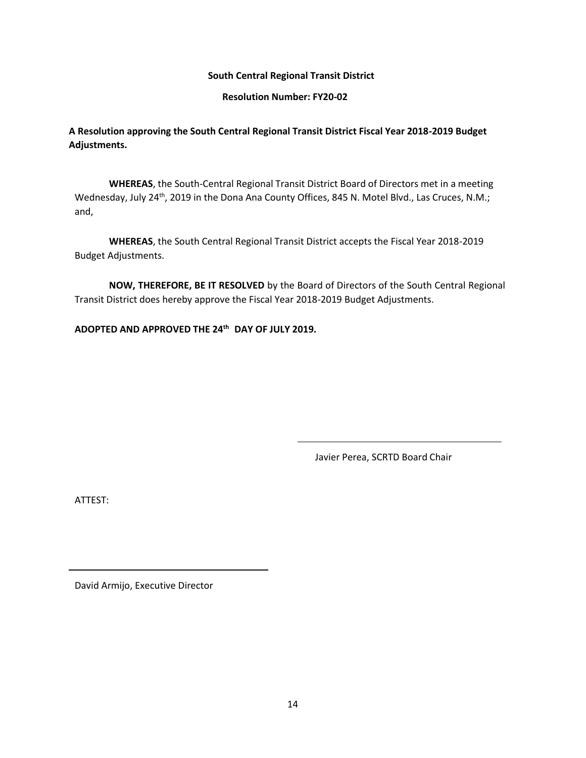**South Central Regional Transit District**

**Resolution Number: FY20-02**

**A Resolution approving the South Central Regional Transit District Fiscal Year 2018-2019 Budget Adjustments.**

**WHEREAS**, the South-Central Regional Transit District Board of Directors met in a meeting Wednesday, July 24th, 2019 in the Dona Ana County Offices, 845 N. Motel Blvd., Las Cruces, N.M.; and,

**WHEREAS**, the South Central Regional Transit District accepts the Fiscal Year 2018-2019 Budget Adjustments.

**NOW, THEREFORE, BE IT RESOLVED** by the Board of Directors of the South Central Regional Transit District does hereby approve the Fiscal Year 2018-2019 Budget Adjustments.

**ADOPTED AND APPROVED THE 24th DAY OF JULY 2019.**

\_\_\_\_\_\_\_\_\_\_\_\_\_\_\_\_\_\_\_\_\_\_\_\_\_\_\_\_\_\_\_\_\_\_\_\_\_\_

Javier Perea, SCRTD Board Chair

ATTEST:

\_\_\_\_\_\_\_\_\_\_\_\_\_\_\_\_\_\_\_\_\_\_\_\_\_\_\_\_\_\_\_\_\_\_\_\_\_\_

David Armijo, Executive Director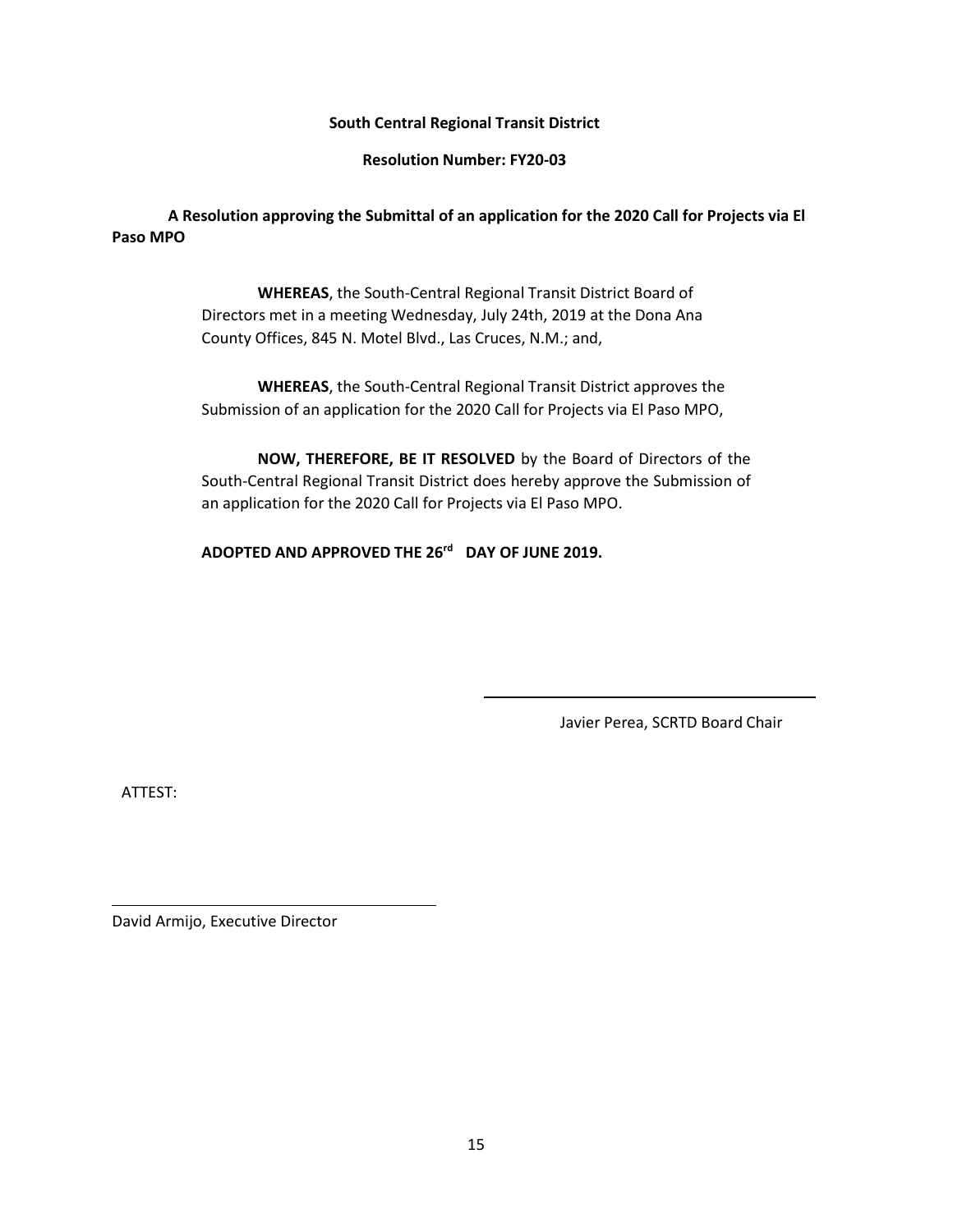**South Central Regional Transit District**

**Resolution Number: FY20-03**

**A Resolution approving the Submittal of an application for the 2020 Call for Projects via El Paso MPO**

**WHEREAS**, the South-Central Regional Transit District Board of Directors met in a meeting Wednesday, July 24th, 2019 at the Dona Ana County Offices, 845 N. Motel Blvd., Las Cruces, N.M.; and,

**WHEREAS**, the South-Central Regional Transit District approves the Submission of an application for the 2020 Call for Projects via El Paso MPO,

**NOW, THEREFORE, BE IT RESOLVED** by the Board of Directors of the South-Central Regional Transit District does hereby approve the Submission of an application for the 2020 Call for Projects via El Paso MPO.

**ADOPTED AND APPROVED THE 26rd DAY OF JUNE 2019.**

\_\_\_\_\_\_\_\_\_\_\_\_\_\_\_\_\_\_\_\_\_\_\_\_\_\_\_\_\_\_\_\_\_\_\_\_

Javier Perea, SCRTD Board Chair

ATTEST:

\_\_\_\_\_\_\_\_\_\_\_\_\_\_\_\_\_\_\_\_\_\_\_\_\_\_\_\_\_\_\_\_\_\_\_\_

David Armijo, Executive Director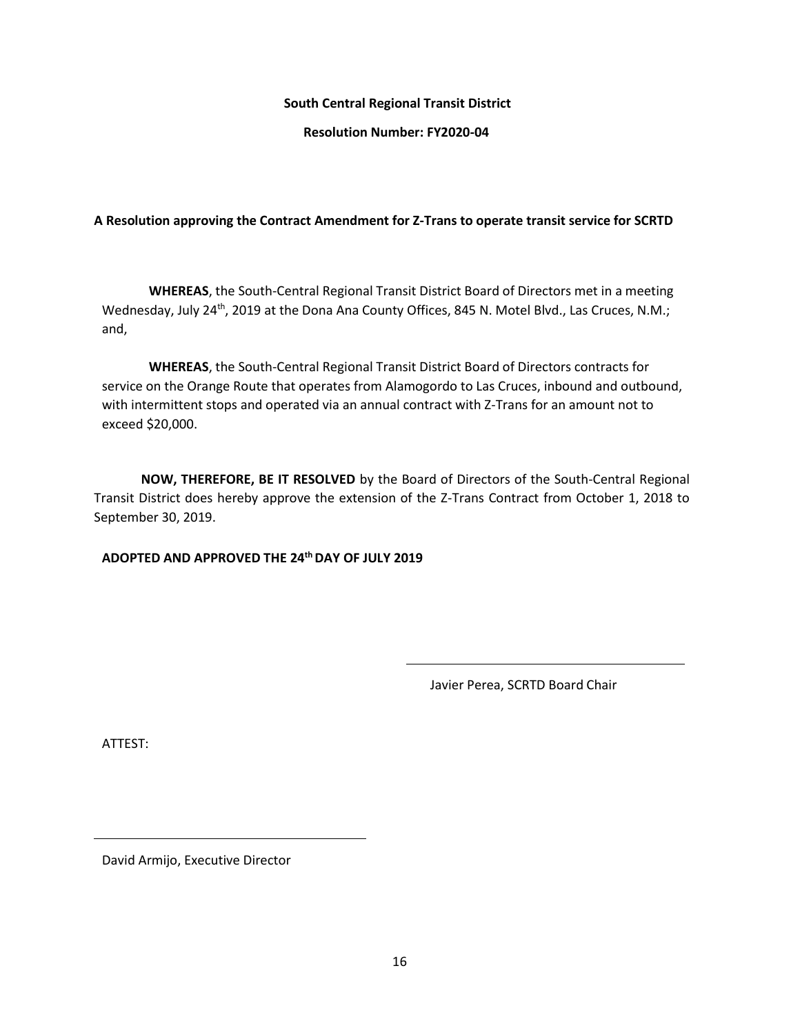**South Central Regional Transit District**

**Resolution Number: FY2020-04**

**A Resolution approving the Contract Amendment for Z-Trans to operate transit service for SCRTD**

**WHEREAS**, the South-Central Regional Transit District Board of Directors met in a meeting Wednesday, July 24th, 2019 at the Dona Ana County Offices, 845 N. Motel Blvd., Las Cruces, N.M.; and,

**WHEREAS**, the South-Central Regional Transit District Board of Directors contracts for service on the Orange Route that operates from Alamogordo to Las Cruces, inbound and outbound, with intermittent stops and operated via an annual contract with Z-Trans for an amount not to exceed $20,000.

**NOW, THEREFORE, BE IT RESOLVED** by the Board of Directors of the South-Central Regional Transit District does hereby approve the extension of the Z-Trans Contract from October 1, 2018 to September 30, 2019.

**ADOPTED AND APPROVED THE 24th DAY OF JULY 2019**

\_\_\_\_\_\_\_\_\_\_\_\_\_\_\_\_\_\_\_\_\_\_\_\_\_\_\_\_\_\_\_\_\_\_\_\_

Javier Perea, SCRTD Board Chair

ATTEST:

\_\_\_\_\_\_\_\_\_\_\_\_\_\_\_\_\_\_\_\_\_\_\_\_\_\_\_\_\_\_\_\_\_\_\_\_

David Armijo, Executive Director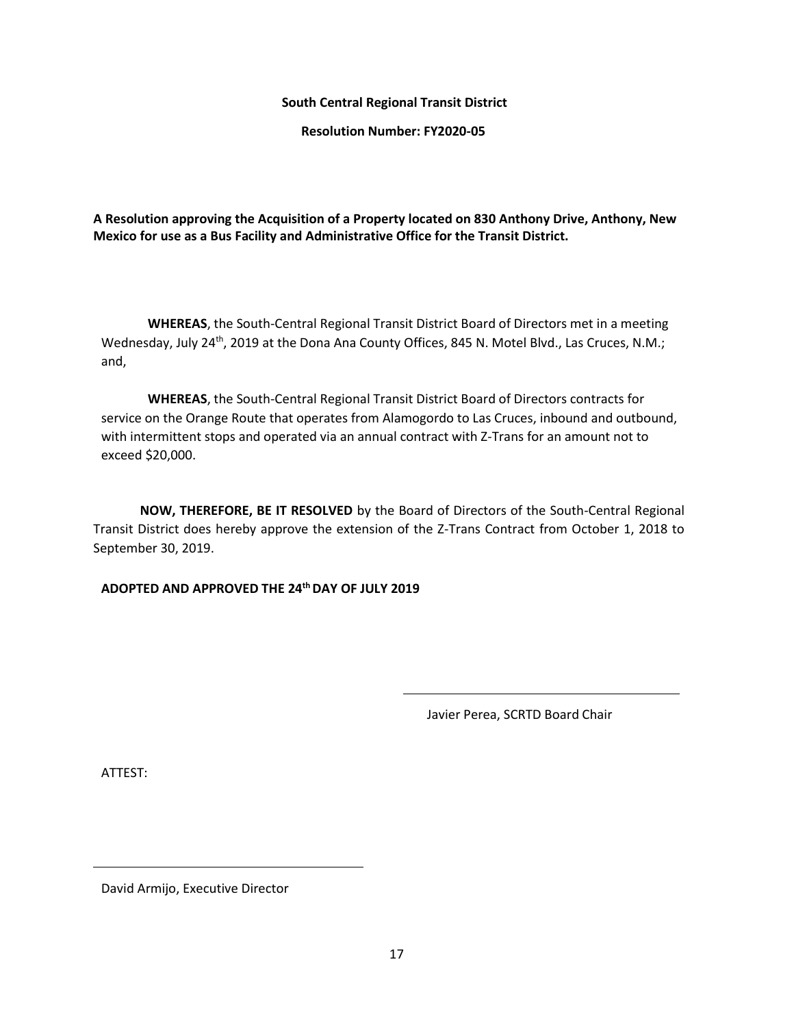**South Central Regional Transit District**

**Resolution Number: FY2020-05**

**A Resolution approving the Acquisition of a Property located on 830 Anthony Drive, Anthony, New Mexico for use as a Bus Facility and Administrative Office for the Transit District.**

**WHEREAS**, the South-Central Regional Transit District Board of Directors met in a meeting Wednesday, July 24th, 2019 at the Dona Ana County Offices, 845 N. Motel Blvd., Las Cruces, N.M.; and,

**WHEREAS**, the South-Central Regional Transit District Board of Directors contracts for service on the Orange Route that operates from Alamogordo to Las Cruces, inbound and outbound, with intermittent stops and operated via an annual contract with Z-Trans for an amount not to exceed $20,000.

**NOW, THEREFORE, BE IT RESOLVED** by the Board of Directors of the South-Central Regional Transit District does hereby approve the extension of the Z-Trans Contract from October 1, 2018 to September 30, 2019.

**ADOPTED AND APPROVED THE 24th DAY OF JULY 2019**

\_\_\_\_\_\_\_\_\_\_\_\_\_\_\_\_\_\_\_\_\_\_\_\_\_\_\_\_\_\_\_\_\_\_\_\_

Javier Perea, SCRTD Board Chair

ATTEST:

\_\_\_\_\_\_\_\_\_\_\_\_\_\_\_\_\_\_\_\_\_\_\_\_\_\_\_\_\_\_\_\_\_\_\_\_

David Armijo, Executive Director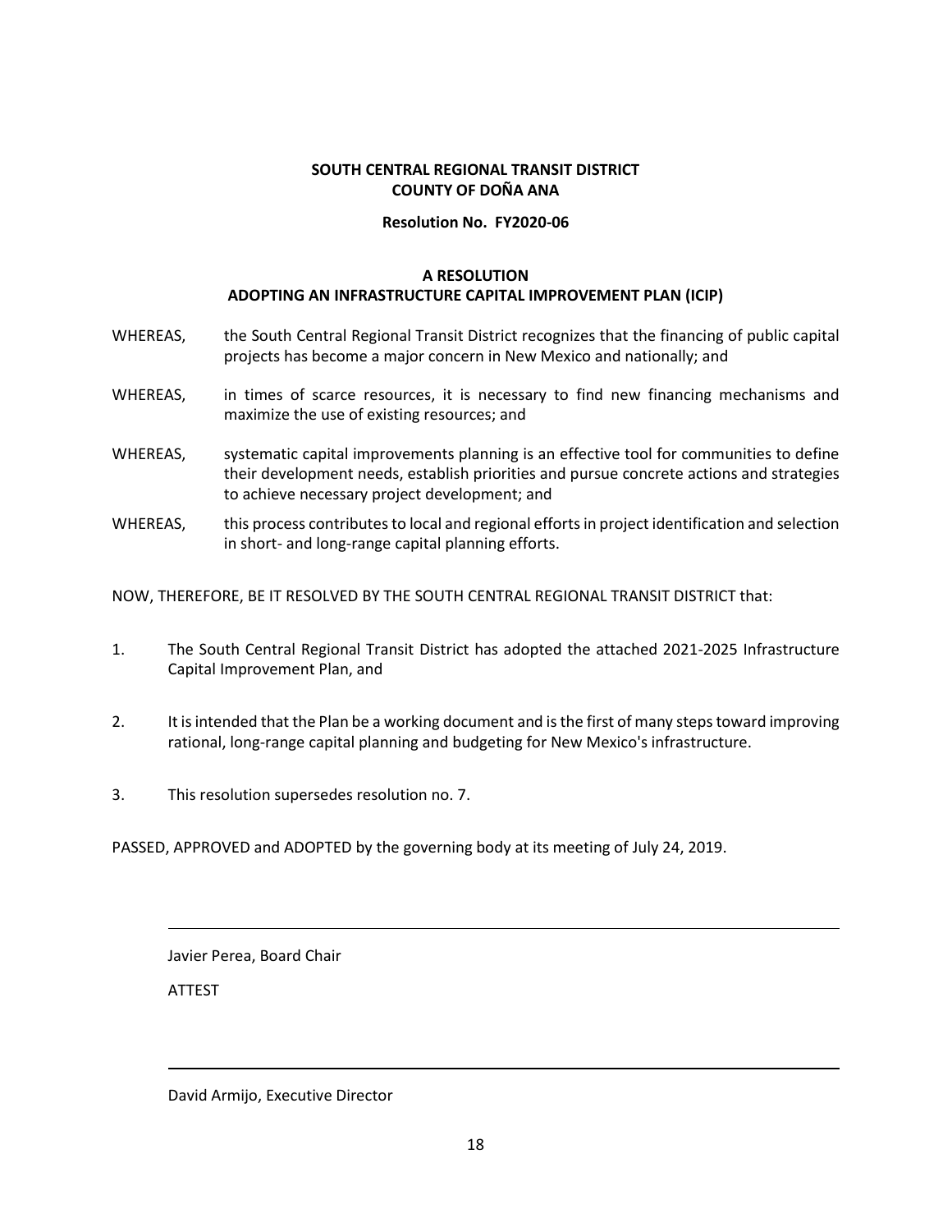**SOUTH CENTRAL REGIONAL TRANSIT DISTRICT**
**COUNTY OF DOÑA ANA**

**Resolution No. FY2020-06**

**A RESOLUTION**
**ADOPTING AN INFRASTRUCTURE CAPITAL IMPROVEMENT PLAN (ICIP)**

WHEREAS, the South Central Regional Transit District recognizes that the financing of public capital projects has become a major concern in New Mexico and nationally; and

WHEREAS, in times of scarce resources, it is necessary to find new financing mechanisms and maximize the use of existing resources; and

WHEREAS, systematic capital improvements planning is an effective tool for communities to define their development needs, establish priorities and pursue concrete actions and strategies to achieve necessary project development; and

WHEREAS, this process contributes to local and regional efforts in project identification and selection in short- and long-range capital planning efforts.

NOW, THEREFORE, BE IT RESOLVED BY THE SOUTH CENTRAL REGIONAL TRANSIT DISTRICT that:

1. The South Central Regional Transit District has adopted the attached 2021-2025 Infrastructure Capital Improvement Plan, and

2. It is intended that the Plan be a working document and is the first of many steps toward improving rational, long-range capital planning and budgeting for New Mexico's infrastructure.

3. This resolution supersedes resolution no. 7.

PASSED, APPROVED and ADOPTED by the governing body at its meeting of July 24, 2019.

Javier Perea, Board Chair

ATTEST

David Armijo, Executive Director